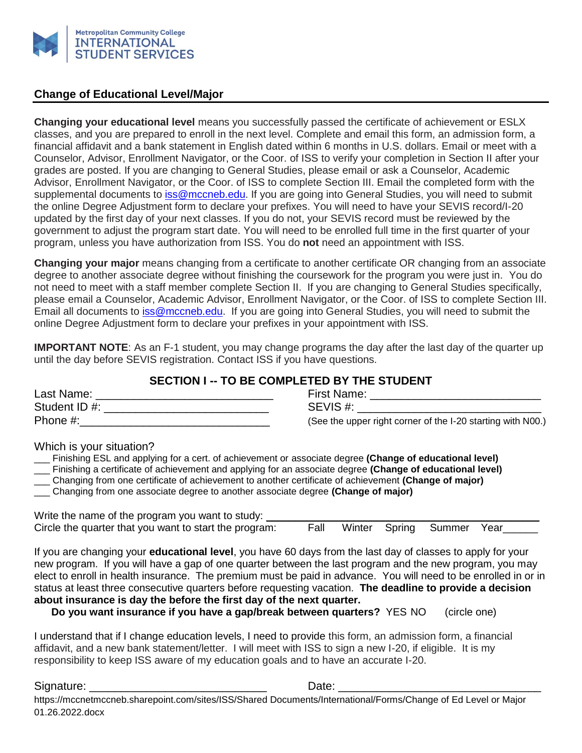Metropolitan Community College
INTERNATIONAL STUDENT SERVICES

## Change of Educational Level/Major

**Changing your educational level** means you successfully passed the certificate of achievement or ESLX classes, and you are prepared to enroll in the next level. Complete and email this form, an admission form, a financial affidavit and a bank statement in English dated within 6 months in U.S. dollars. Email or meet with a Counselor, Advisor, Enrollment Navigator, or the Coor. of ISS to verify your completion in Section II after your grades are posted. If you are changing to General Studies, please email or ask a Counselor, Academic Advisor, Enrollment Navigator, or the Coor. of ISS to complete Section III. Email the completed form with the supplemental documents to iss@mccneb.edu. If you are going into General Studies, you will need to submit the online Degree Adjustment form to declare your prefixes. You will need to have your SEVIS record/I-20 updated by the first day of your next classes. If you do not, your SEVIS record must be reviewed by the government to adjust the program start date. You will need to be enrolled full time in the first quarter of your program, unless you have authorization from ISS. You do **not** need an appointment with ISS.

**Changing your major** means changing from a certificate to another certificate OR changing from an associate degree to another associate degree without finishing the coursework for the program you were just in. You do not need to meet with a staff member complete Section II. If you are changing to General Studies specifically, please email a Counselor, Academic Advisor, Enrollment Navigator, or the Coor. of ISS to complete Section III. Email all documents to iss@mccneb.edu. If you are going into General Studies, you will need to submit the online Degree Adjustment form to declare your prefixes in your appointment with ISS.

**IMPORTANT NOTE**: As an F-1 student, you may change programs the day after the last day of the quarter up until the day before SEVIS registration. Contact ISS if you have questions.

### SECTION I -- TO BE COMPLETED BY THE STUDENT

Last Name: ____________________________ First Name: ___________________________

Student ID #: __________________________ SEVIS #: ______________________________

Phone #:______________________________ (See the upper right corner of the I-20 starting with N00.)

Which is your situation?

___ Finishing ESL and applying for a cert. of achievement or associate degree **(Change of educational level)**
___ Finishing a certificate of achievement and applying for an associate degree **(Change of educational level)**
___ Changing from one certificate of achievement to another certificate of achievement **(Change of major)**
___ Changing from one associate degree to another associate degree **(Change of major)**

Write the name of the program you want to study: ________________________________________

Circle the quarter that you want to start the program: Fall Winter Spring Summer Year______

If you are changing your **educational level**, you have 60 days from the last day of classes to apply for your new program. If you will have a gap of one quarter between the last program and the new program, you may elect to enroll in health insurance. The premium must be paid in advance. You will need to be enrolled in or in status at least three consecutive quarters before requesting vacation. **The deadline to provide a decision about insurance is day the before the first day of the next quarter.**

**Do you want insurance if you have a gap/break between quarters?** YES NO (circle one)

I understand that if I change education levels, I need to provide this form, an admission form, a financial affidavit, and a new bank statement/letter. I will meet with ISS to sign a new I-20, if eligible. It is my responsibility to keep ISS aware of my education goals and to have an accurate I-20.

Signature: ____________________________ Date: _________________________________

https://mccnetmccneb.sharepoint.com/sites/ISS/Shared Documents/International/Forms/Change of Ed Level or Major 01.26.2022.docx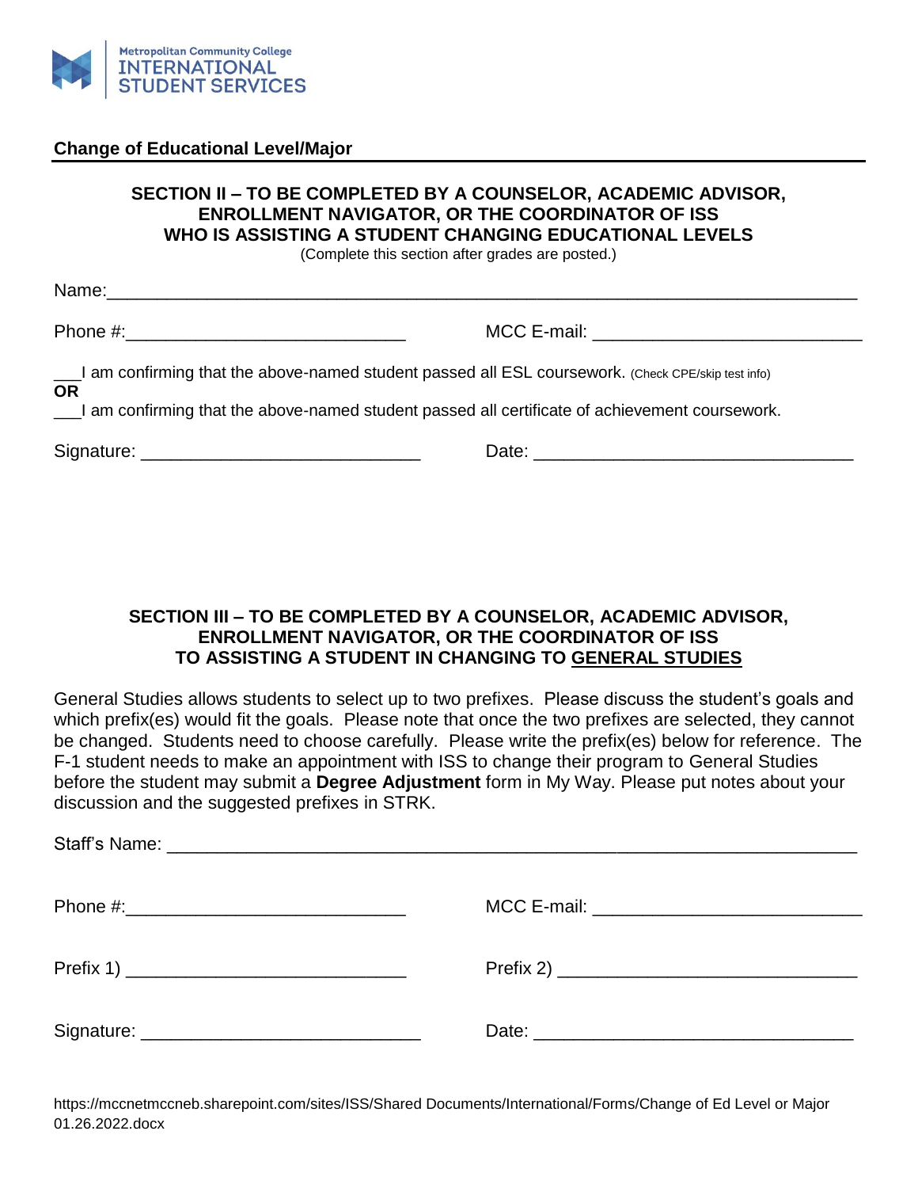Metropolitan Community College
INTERNATIONAL STUDENT SERVICES

## Change of Educational Level/Major

### SECTION II – TO BE COMPLETED BY A COUNSELOR, ACADEMIC ADVISOR, ENROLLMENT NAVIGATOR, OR THE COORDINATOR OF ISS WHO IS ASSISTING A STUDENT CHANGING EDUCATIONAL LEVELS

(Complete this section after grades are posted.)

Name:_______________________________________________________________________

Phone #:_____________________________ MCC E-mail: ____________________________

___I am confirming that the above-named student passed all ESL coursework. (Check CPE/skip test info)

**OR**

___I am confirming that the above-named student passed all certificate of achievement coursework.

Signature: _____________________________ Date: _________________________________

### SECTION III – TO BE COMPLETED BY A COUNSELOR, ACADEMIC ADVISOR, ENROLLMENT NAVIGATOR, OR THE COORDINATOR OF ISS TO ASSISTING A STUDENT IN CHANGING TO GENERAL STUDIES

General Studies allows students to select up to two prefixes. Please discuss the student's goals and which prefix(es) would fit the goals. Please note that once the two prefixes are selected, they cannot be changed. Students need to choose carefully. Please write the prefix(es) below for reference. The F-1 student needs to make an appointment with ISS to change their program to General Studies before the student may submit a **Degree Adjustment** form in My Way. Please put notes about your discussion and the suggested prefixes in STRK.

Staff's Name: ___________________________________________________________________

Phone #:_____________________________ MCC E-mail: ____________________________

Prefix 1) _____________________________ Prefix 2) _______________________________

Signature: _____________________________ Date: _________________________________

https://mccnetmccneb.sharepoint.com/sites/ISS/Shared Documents/International/Forms/Change of Ed Level or Major 01.26.2022.docx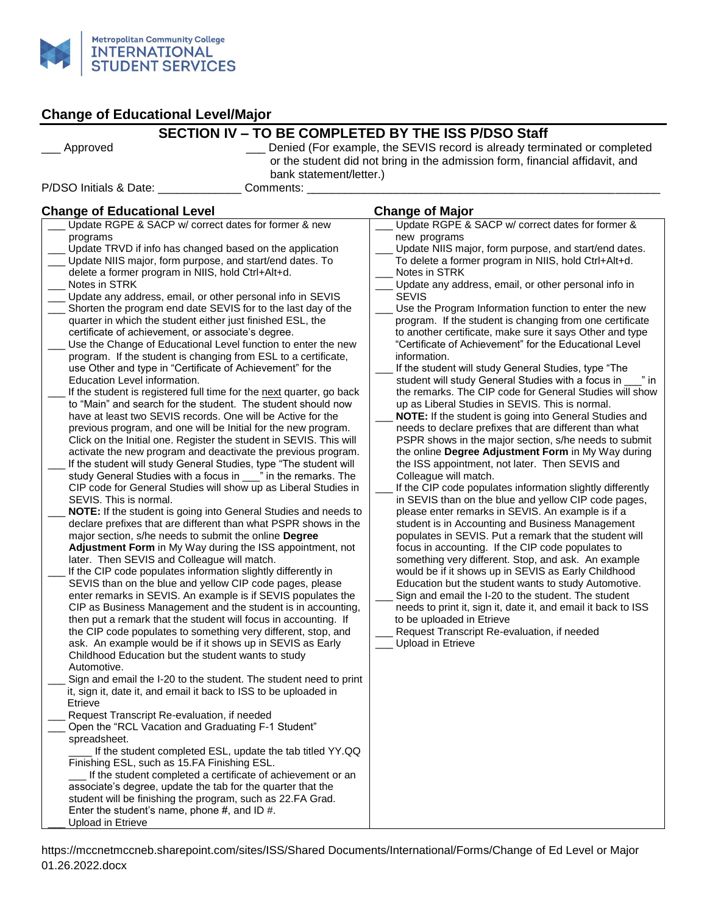## Change of Educational Level/Major

### SECTION IV – TO BE COMPLETED BY THE ISS P/DSO Staff

___ Approved

___ Denied (For example, the SEVIS record is already terminated or completed or the student did not bring in the admission form, financial affidavit, and bank statement/letter.)

P/DSO Initials & Date: _____________ Comments: _______________________________________________________

### Change of Educational Level

- ___ Update RGPE & SACP w/ correct dates for former & new programs
- ___ Update TRVD if info has changed based on the application
- ___ Update NIIS major, form purpose, and start/end dates. To delete a former program in NIIS, hold Ctrl+Alt+d.
- ___ Notes in STRK
- ___ Update any address, email, or other personal info in SEVIS
- ___ Shorten the program end date SEVIS for to the last day of the quarter in which the student either just finished ESL, the certificate of achievement, or associate's degree.
- ___ Use the Change of Educational Level function to enter the new program. If the student is changing from ESL to a certificate, use Other and type in "Certificate of Achievement" for the Education Level information.
- ___ If the student is registered full time for the next quarter, go back to "Main" and search for the student. The student should now have at least two SEVIS records. One will be Active for the previous program, and one will be Initial for the new program. Click on the Initial one. Register the student in SEVIS. This will activate the new program and deactivate the previous program.
- ___ If the student will study General Studies, type "The student will study General Studies with a focus in ___" in the remarks. The CIP code for General Studies will show up as Liberal Studies in SEVIS. This is normal.
- ___ **NOTE:** If the student is going into General Studies and needs to declare prefixes that are different than what PSPR shows in the major section, s/he needs to submit the online **Degree Adjustment Form** in My Way during the ISS appointment, not later. Then SEVIS and Colleague will match.
- ___ If the CIP code populates information slightly differently in SEVIS than on the blue and yellow CIP code pages, please enter remarks in SEVIS. An example is if SEVIS populates the CIP as Business Management and the student is in accounting, then put a remark that the student will focus in accounting. If the CIP code populates to something very different, stop, and ask. An example would be if it shows up in SEVIS as Early Childhood Education but the student wants to study Automotive.
- ___ Sign and email the I-20 to the student. The student need to print it, sign it, date it, and email it back to ISS to be uploaded in Etrieve
- ___ Request Transcript Re-evaluation, if needed
- ___ Open the "RCL Vacation and Graduating F-1 Student" spreadsheet.
  - ____ If the student completed ESL, update the tab titled YY.QQ Finishing ESL, such as 15.FA Finishing ESL.
  - ___ If the student completed a certificate of achievement or an associate's degree, update the tab for the quarter that the student will be finishing the program, such as 22.FA Grad. Enter the student's name, phone #, and ID #.
- ___ Upload in Etrieve

### Change of Major

- ___ Update RGPE & SACP w/ correct dates for former & new programs
- ___ Update NIIS major, form purpose, and start/end dates. To delete a former program in NIIS, hold Ctrl+Alt+d.
- ___ Notes in STRK
- ___ Update any address, email, or other personal info in SEVIS
- ___ Use the Program Information function to enter the new program. If the student is changing from one certificate to another certificate, make sure it says Other and type "Certificate of Achievement" for the Educational Level information.
- ___ If the student will study General Studies, type "The student will study General Studies with a focus in ___" in the remarks. The CIP code for General Studies will show up as Liberal Studies in SEVIS. This is normal.
- ___ **NOTE:** If the student is going into General Studies and needs to declare prefixes that are different than what PSPR shows in the major section, s/he needs to submit the online **Degree Adjustment Form** in My Way during the ISS appointment, not later. Then SEVIS and Colleague will match.
- ___ If the CIP code populates information slightly differently in SEVIS than on the blue and yellow CIP code pages, please enter remarks in SEVIS. An example is if a student is in Accounting and Business Management populates in SEVIS. Put a remark that the student will focus in accounting. If the CIP code populates to something very different. Stop, and ask. An example would be if it shows up in SEVIS as Early Childhood Education but the student wants to study Automotive.
- ___ Sign and email the I-20 to the student. The student needs to print it, sign it, date it, and email it back to ISS to be uploaded in Etrieve
- ___ Request Transcript Re-evaluation, if needed
- ___ Upload in Etrieve

https://mccnetmccneb.sharepoint.com/sites/ISS/Shared Documents/International/Forms/Change of Ed Level or Major 01.26.2022.docx